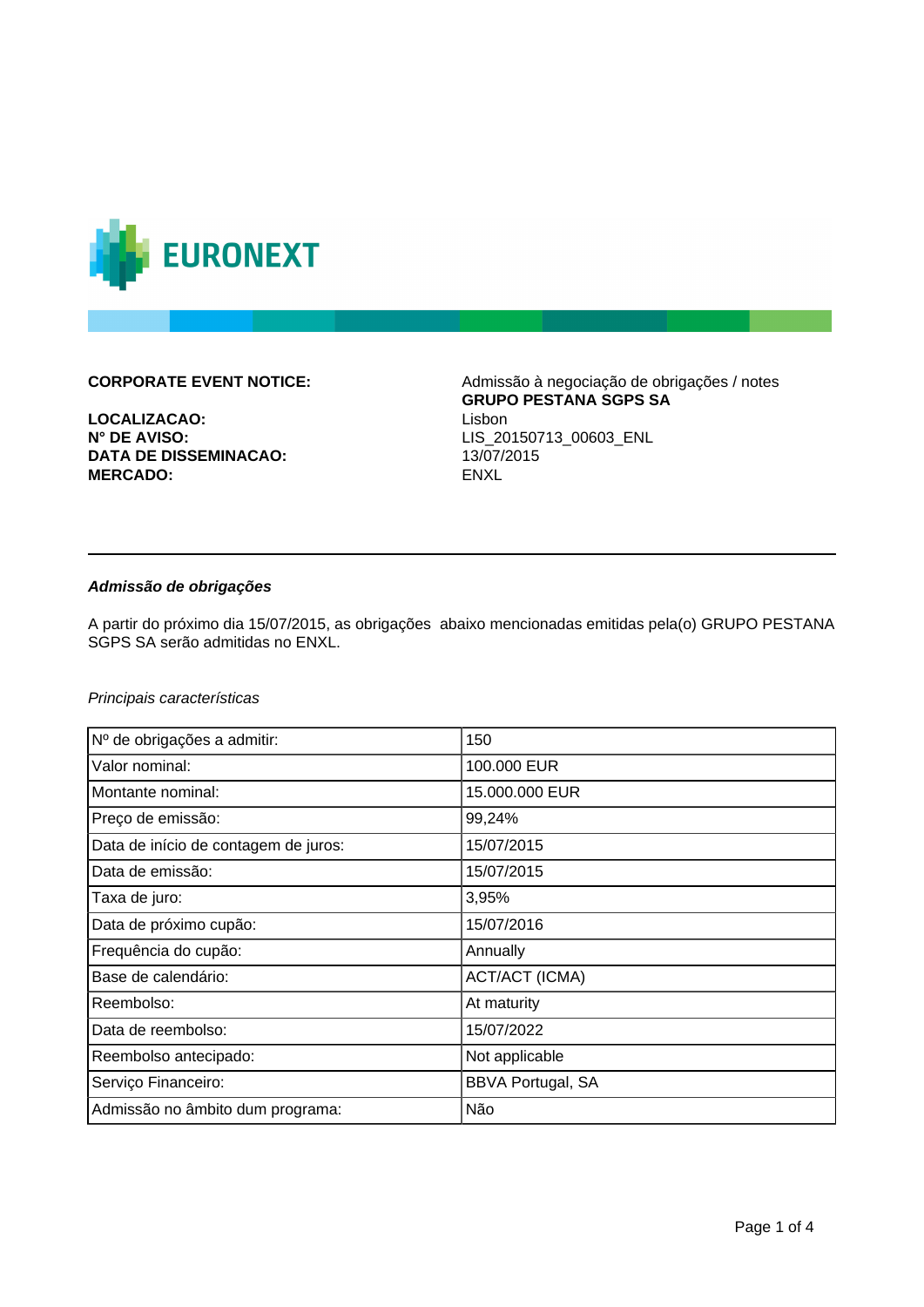EURONEXT

| | |
|---|---|
| **CORPORATE EVENT NOTICE:** | Admissão à negociação de obrigações / notes |
| | **GRUPO PESTANA SGPS SA** |
| **LOCALIZACAO:** | Lisbon |
| **N° DE AVISO:** | LIS_20150713_00603_ENL |
| **DATA DE DISSEMINACAO:** | 13/07/2015 |
| **MERCADO:** | ENXL |

---

***Admissão de obrigações***

A partir do próximo dia 15/07/2015, as obrigações abaixo mencionadas emitidas pela(o) GRUPO PESTANA SGPS SA serão admitidas no ENXL.

*Principais características*

| | |
|---|---|
| Nº de obrigações a admitir: | 150 |
| Valor nominal: | 100.000 EUR |
| Montante nominal: | 15.000.000 EUR |
| Preço de emissão: | 99,24% |
| Data de início de contagem de juros: | 15/07/2015 |
| Data de emissão: | 15/07/2015 |
| Taxa de juro: | 3,95% |
| Data de próximo cupão: | 15/07/2016 |
| Frequência do cupão: | Annually |
| Base de calendário: | ACT/ACT (ICMA) |
| Reembolso: | At maturity |
| Data de reembolso: | 15/07/2022 |
| Reembolso antecipado: | Not applicable |
| Serviço Financeiro: | BBVA Portugal, SA |
| Admissão no âmbito dum programa: | Não |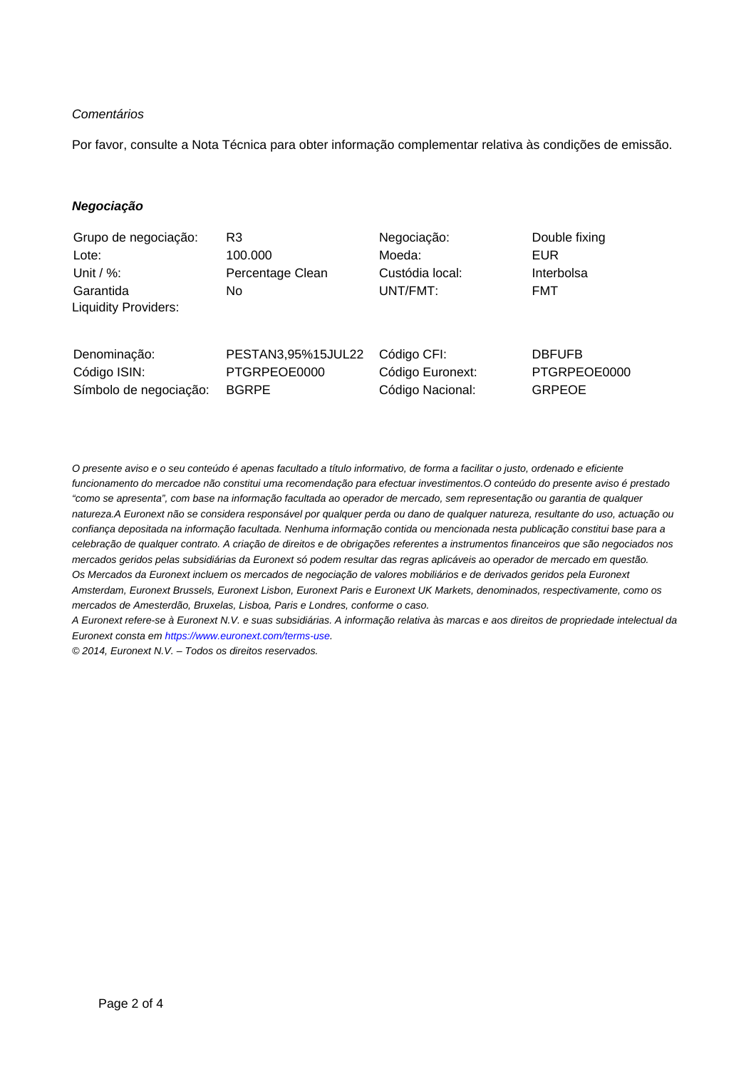*Comentários*

Por favor, consulte a Nota Técnica para obter informação complementar relativa às condições de emissão.

***Negociação***

| | | | |
|---|---|---|---|
| Grupo de negociação: | R3 | Negociação: | Double fixing |
| Lote: | 100.000 | Moeda: | EUR |
| Unit / %: | Percentage Clean | Custódia local: | Interbolsa |
| Garantida | No | UNT/FMT: | FMT |
| Liquidity Providers: | | | |

| | | | |
|---|---|---|---|
| Denominação: | PESTAN3,95%15JUL22 | Código CFI: | DBFUFB |
| Código ISIN: | PTGRPEOE0000 | Código Euronext: | PTGRPEOE0000 |
| Símbolo de negociação: | BGRPE | Código Nacional: | GRPEOE |

*O presente aviso e o seu conteúdo é apenas facultado a título informativo, de forma a facilitar o justo, ordenado e eficiente funcionamento do mercadoe não constitui uma recomendação para efectuar investimentos.O conteúdo do presente aviso é prestado "como se apresenta", com base na informação facultada ao operador de mercado, sem representação ou garantia de qualquer natureza.A Euronext não se considera responsável por qualquer perda ou dano de qualquer natureza, resultante do uso, actuação ou confiança depositada na informação facultada. Nenhuma informação contida ou mencionada nesta publicação constitui base para a celebração de qualquer contrato. A criação de direitos e de obrigações referentes a instrumentos financeiros que são negociados nos mercados geridos pelas subsidiárias da Euronext só podem resultar das regras aplicáveis ao operador de mercado em questão.*
*Os Mercados da Euronext incluem os mercados de negociação de valores mobiliários e de derivados geridos pela Euronext Amsterdam, Euronext Brussels, Euronext Lisbon, Euronext Paris e Euronext UK Markets, denominados, respectivamente, como os mercados de Amesterdão, Bruxelas, Lisboa, Paris e Londres, conforme o caso.*
*A Euronext refere-se à Euronext N.V. e suas subsidiárias. A informação relativa às marcas e aos direitos de propriedade intelectual da Euronext consta em https://www.euronext.com/terms-use.*
*© 2014, Euronext N.V. – Todos os direitos reservados.*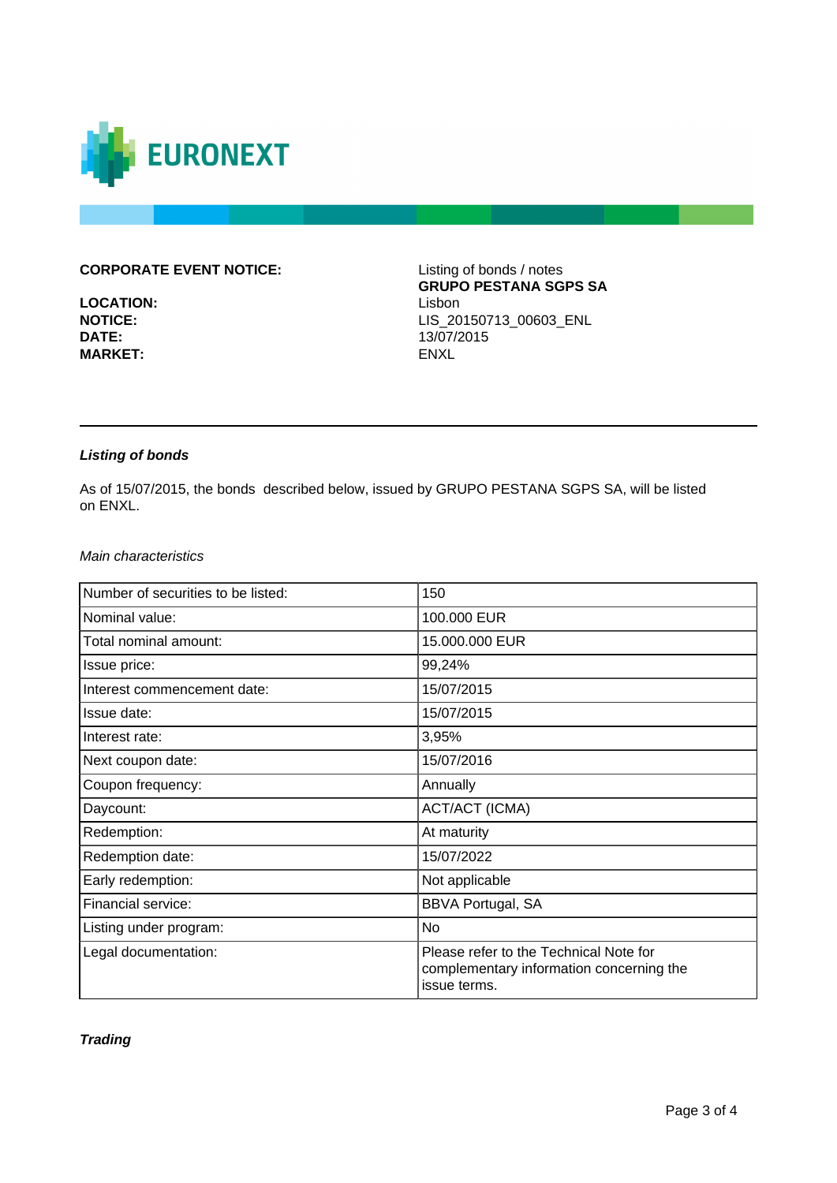**CORPORATE EVENT NOTICE:** Listing of bonds / notes
**GRUPO PESTANA SGPS SA**

**LOCATION:** Lisbon
**NOTICE:** LIS_20150713_00603_ENL
**DATE:** 13/07/2015
**MARKET:** ENXL

---

***Listing of bonds***

As of 15/07/2015, the bonds described below, issued by GRUPO PESTANA SGPS SA, will be listed on ENXL.

*Main characteristics*

| | |
|---|---|
| Number of securities to be listed: | 150 |
| Nominal value: | 100.000 EUR |
| Total nominal amount: | 15.000.000 EUR |
| Issue price: | 99,24% |
| Interest commencement date: | 15/07/2015 |
| Issue date: | 15/07/2015 |
| Interest rate: | 3,95% |
| Next coupon date: | 15/07/2016 |
| Coupon frequency: | Annually |
| Daycount: | ACT/ACT (ICMA) |
| Redemption: | At maturity |
| Redemption date: | 15/07/2022 |
| Early redemption: | Not applicable |
| Financial service: | BBVA Portugal, SA |
| Listing under program: | No |
| Legal documentation: | Please refer to the Technical Note for complementary information concerning the issue terms. |

***Trading***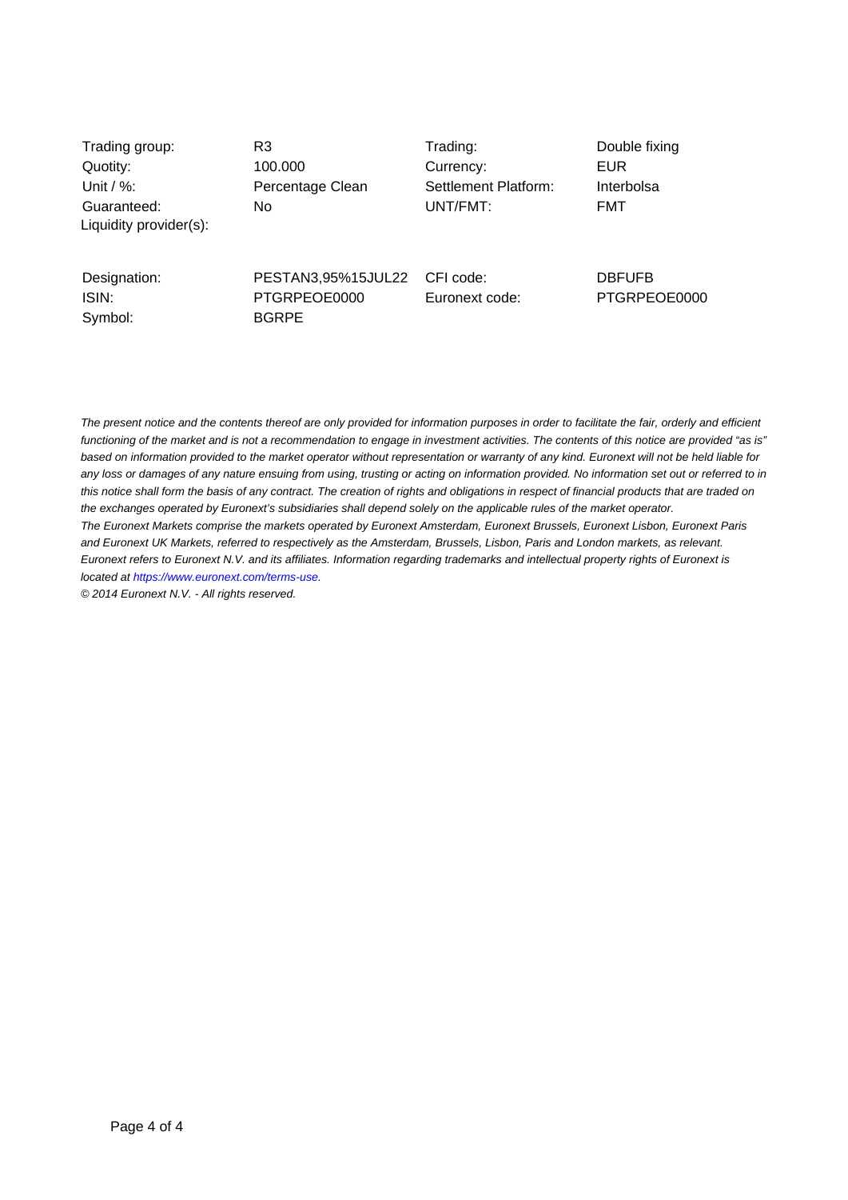| | | | |
|---|---|---|---|
| Trading group: | R3 | Trading: | Double fixing |
| Quotity: | 100.000 | Currency: | EUR |
| Unit / %: | Percentage Clean | Settlement Platform: | Interbolsa |
| Guaranteed: | No | UNT/FMT: | FMT |
| Liquidity provider(s): | | | |

| | | | |
|---|---|---|---|
| Designation: | PESTAN3,95%15JUL22 | CFI code: | DBFUFB |
| ISIN: | PTGRPEOE0000 | Euronext code: | PTGRPEOE0000 |
| Symbol: | BGRPE | | |

*The present notice and the contents thereof are only provided for information purposes in order to facilitate the fair, orderly and efficient functioning of the market and is not a recommendation to engage in investment activities. The contents of this notice are provided "as is" based on information provided to the market operator without representation or warranty of any kind. Euronext will not be held liable for any loss or damages of any nature ensuing from using, trusting or acting on information provided. No information set out or referred to in this notice shall form the basis of any contract. The creation of rights and obligations in respect of financial products that are traded on the exchanges operated by Euronext's subsidiaries shall depend solely on the applicable rules of the market operator.*
*The Euronext Markets comprise the markets operated by Euronext Amsterdam, Euronext Brussels, Euronext Lisbon, Euronext Paris and Euronext UK Markets, referred to respectively as the Amsterdam, Brussels, Lisbon, Paris and London markets, as relevant. Euronext refers to Euronext N.V. and its affiliates. Information regarding trademarks and intellectual property rights of Euronext is located at https://www.euronext.com/terms-use.*
*© 2014 Euronext N.V. - All rights reserved.*